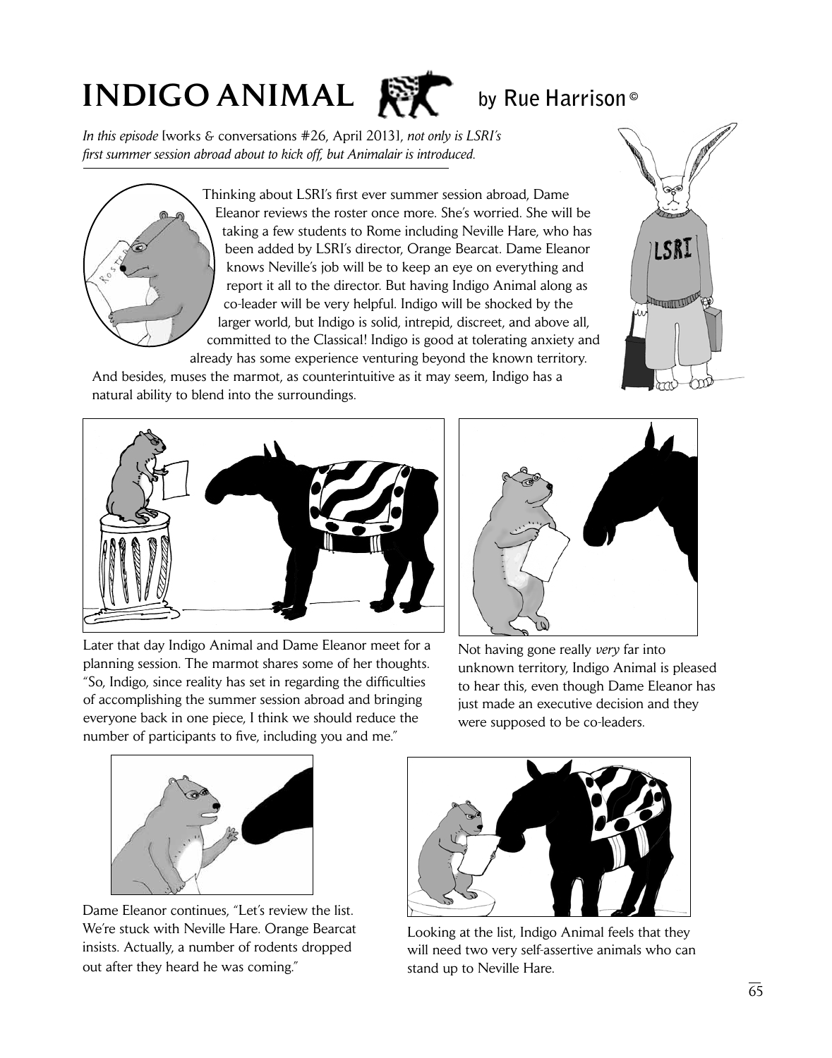# INDIGO ANIMAL by Rue Harrison ©

*In this episode* [works & conversations #26, April 2013], *not only is LSRI's first summer session abroad about to kick off, but Animalair is introduced.*

Thinking about LSRI's first ever summer session abroad, Dame Eleanor reviews the roster once more. She's worried. She will be taking a few students to Rome including Neville Hare, who has been added by LSRI's director, Orange Bearcat. Dame Eleanor knows Neville's job will be to keep an eye on everything and report it all to the director. But having Indigo Animal along as co-leader will be very helpful. Indigo will be shocked by the larger world, but Indigo is solid, intrepid, discreet, and above all, committed to the Classical! Indigo is good at tolerating anxiety and already has some experience venturing beyond the known territory. And besides, muses the marmot, as counterintuitive as it may seem, Indigo has a natural ability to blend into the surroundings.

Later that day Indigo Animal and Dame Eleanor meet for a planning session. The marmot shares some of her thoughts. "So, Indigo, since reality has set in regarding the difficulties of accomplishing the summer session abroad and bringing everyone back in one piece, I think we should reduce the number of participants to five, including you and me."

Not having gone really *very* far into unknown territory, Indigo Animal is pleased to hear this, even though Dame Eleanor has just made an executive decision and they were supposed to be co-leaders.

Dame Eleanor continues, "Let's review the list. We're stuck with Neville Hare. Orange Bearcat insists. Actually, a number of rodents dropped out after they heard he was coming."

Looking at the list, Indigo Animal feels that they will need two very self-assertive animals who can stand up to Neville Hare.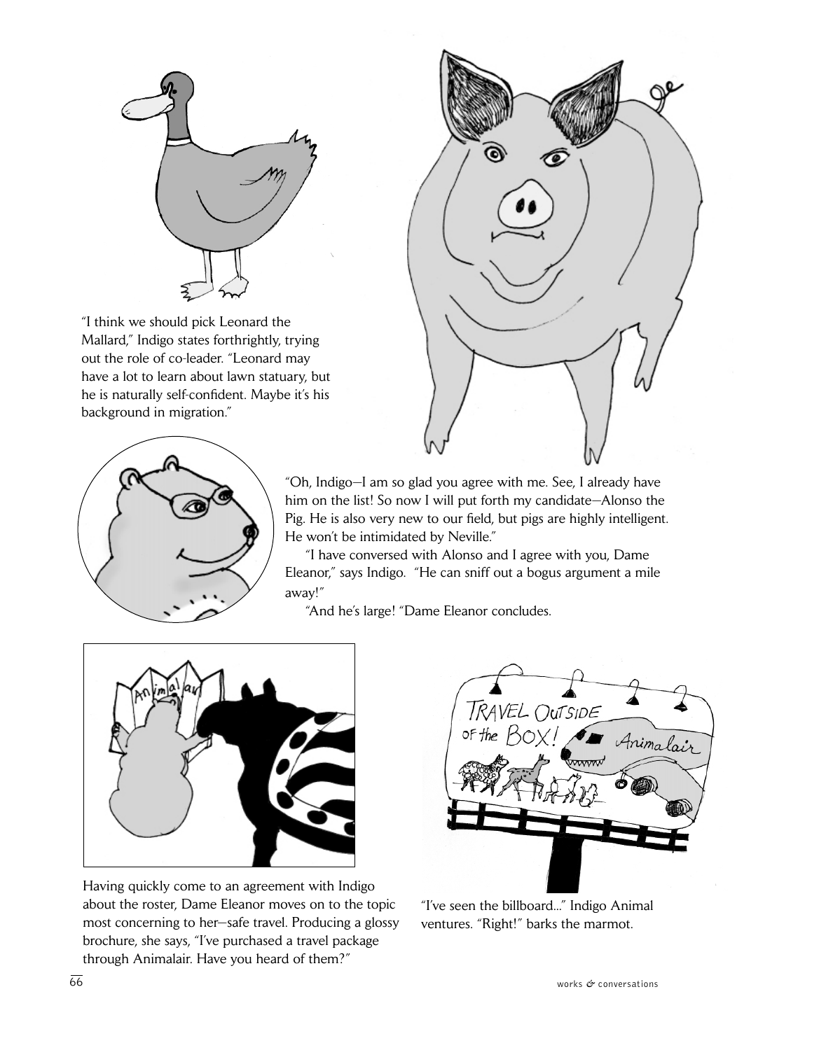"I think we should pick Leonard the Mallard," Indigo states forthrightly, trying out the role of co-leader. "Leonard may have a lot to learn about lawn statuary, but he is naturally self-confident. Maybe it's his background in migration."

"Oh, Indigo—I am so glad you agree with me. See, I already have him on the list! So now I will put forth my candidate—Alonso the Pig. He is also very new to our field, but pigs are highly intelligent. He won't be intimidated by Neville."

"I have conversed with Alonso and I agree with you, Dame Eleanor," says Indigo. "He can sniff out a bogus argument a mile away!"

"And he's large! "Dame Eleanor concludes.

Having quickly come to an agreement with Indigo about the roster, Dame Eleanor moves on to the topic most concerning to her—safe travel. Producing a glossy brochure, she says, "I've purchased a travel package through Animalair. Have you heard of them?"

"I've seen the billboard..." Indigo Animal ventures. "Right!" barks the marmot.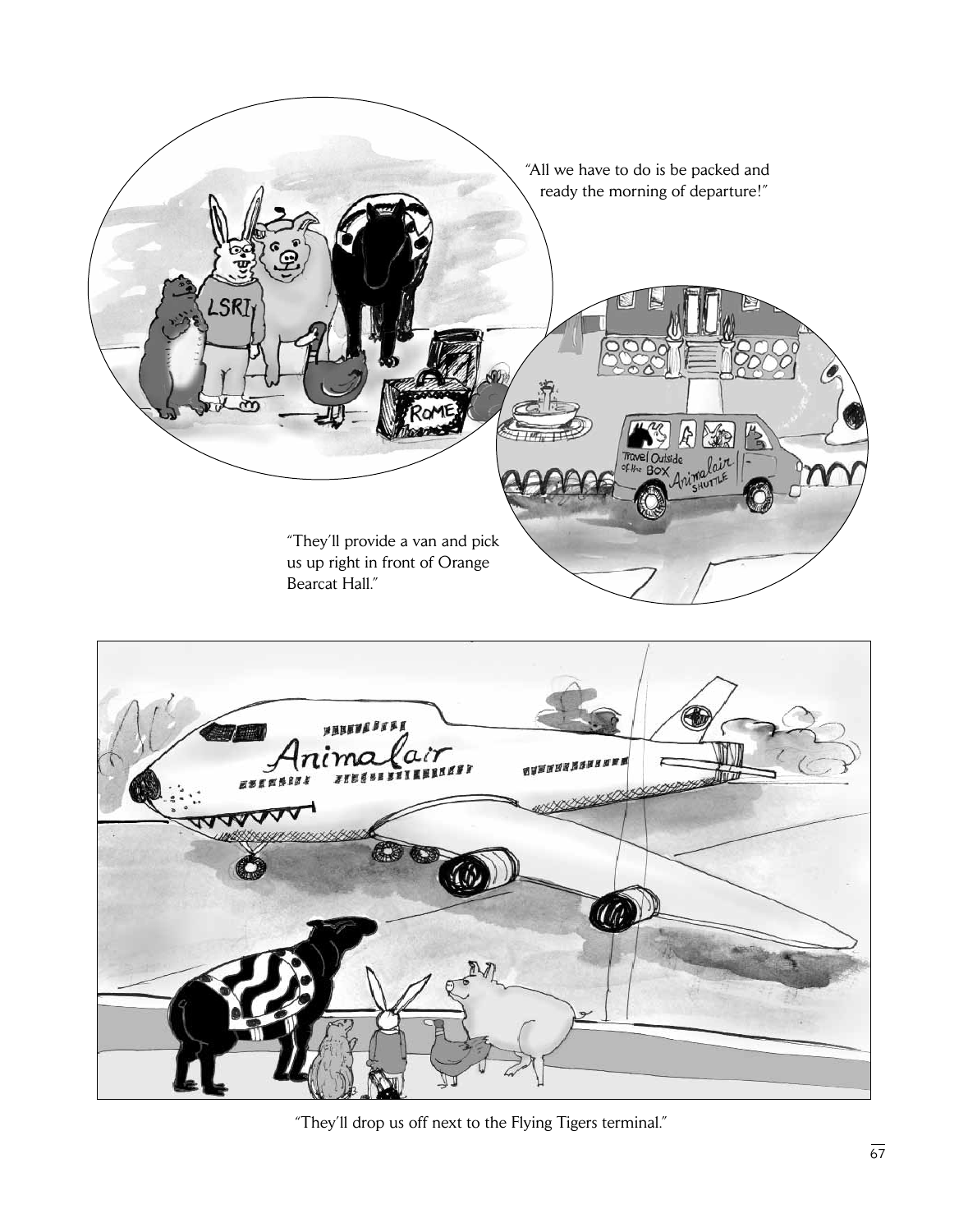"All we have to do is be packed and ready the morning of departure!"

"They'll provide a van and pick us up right in front of Orange Bearcat Hall."

"They'll drop us off next to the Flying Tigers terminal."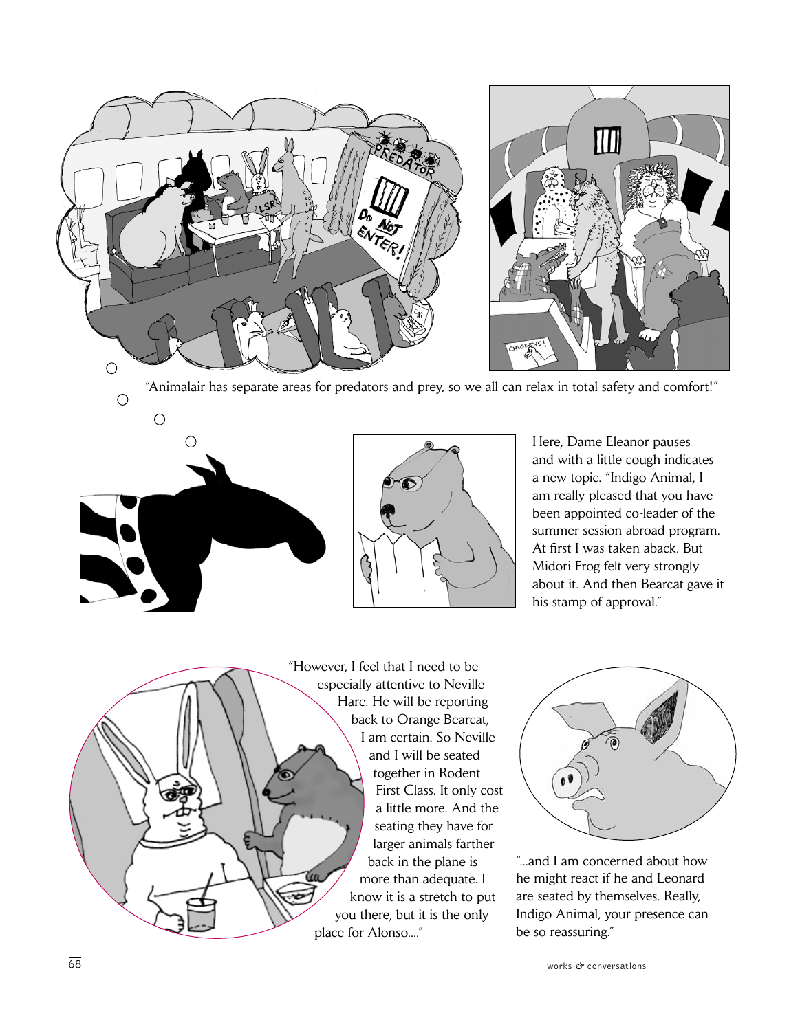"Animalair has separate areas for predators and prey, so we all can relax in total safety and comfort!"

Here, Dame Eleanor pauses and with a little cough indicates a new topic. "Indigo Animal, I am really pleased that you have been appointed co-leader of the summer session abroad program. At first I was taken aback. But Midori Frog felt very strongly about it. And then Bearcat gave it his stamp of approval."

"However, I feel that I need to be especially attentive to Neville Hare. He will be reporting back to Orange Bearcat, I am certain. So Neville and I will be seated together in Rodent First Class. It only cost a little more. And the seating they have for larger animals farther back in the plane is more than adequate. I know it is a stretch to put you there, but it is the only place for Alonso...."

"...and I am concerned about how he might react if he and Leonard are seated by themselves. Really, Indigo Animal, your presence can be so reassuring."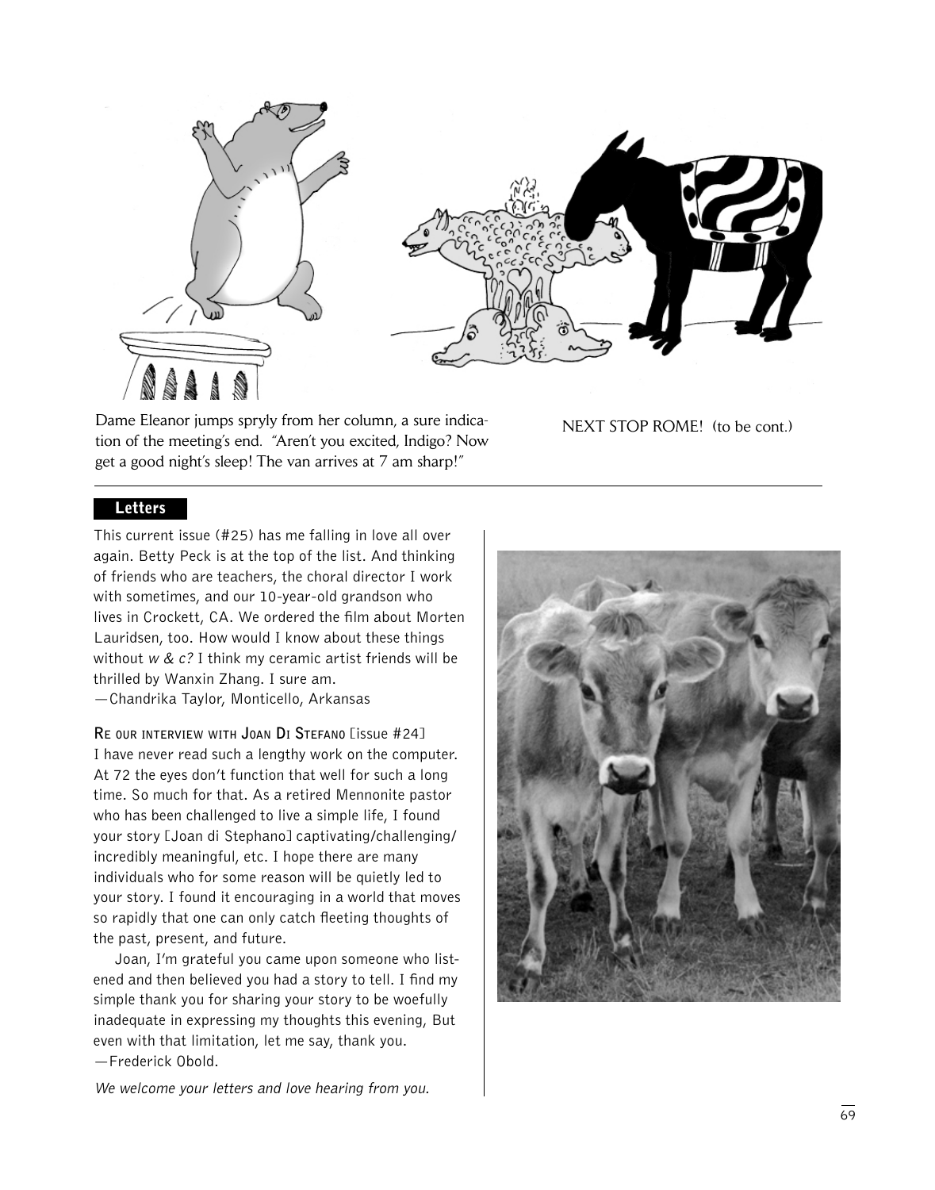Dame Eleanor jumps spryly from her column, a sure indication of the meeting's end. "Aren't you excited, Indigo? Now get a good night's sleep! The van arrives at 7 am sharp!"

NEXT STOP ROME! (to be cont.)

## Letters

This current issue (#25) has me falling in love all over again. Betty Peck is at the top of the list. And thinking of friends who are teachers, the choral director I work with sometimes, and our 10-year-old grandson who lives in Crockett, CA. We ordered the film about Morten Lauridsen, too. How would I know about these things without *w & c?* I think my ceramic artist friends will be thrilled by Wanxin Zhang. I sure am.
—Chandrika Taylor, Monticello, Arkansas

**Re our interview with Joan Di Stefano** [issue #24]
I have never read such a lengthy work on the computer. At 72 the eyes don't function that well for such a long time. So much for that. As a retired Mennonite pastor who has been challenged to live a simple life, I found your story [Joan di Stephano] captivating/challenging/incredibly meaningful, etc. I hope there are many individuals who for some reason will be quietly led to your story. I found it encouraging in a world that moves so rapidly that one can only catch fleeting thoughts of the past, present, and future.

Joan, I'm grateful you came upon someone who listened and then believed you had a story to tell. I find my simple thank you for sharing your story to be woefully inadequate in expressing my thoughts this evening, But even with that limitation, let me say, thank you.
—Frederick Obold.

*We welcome your letters and love hearing from you.*